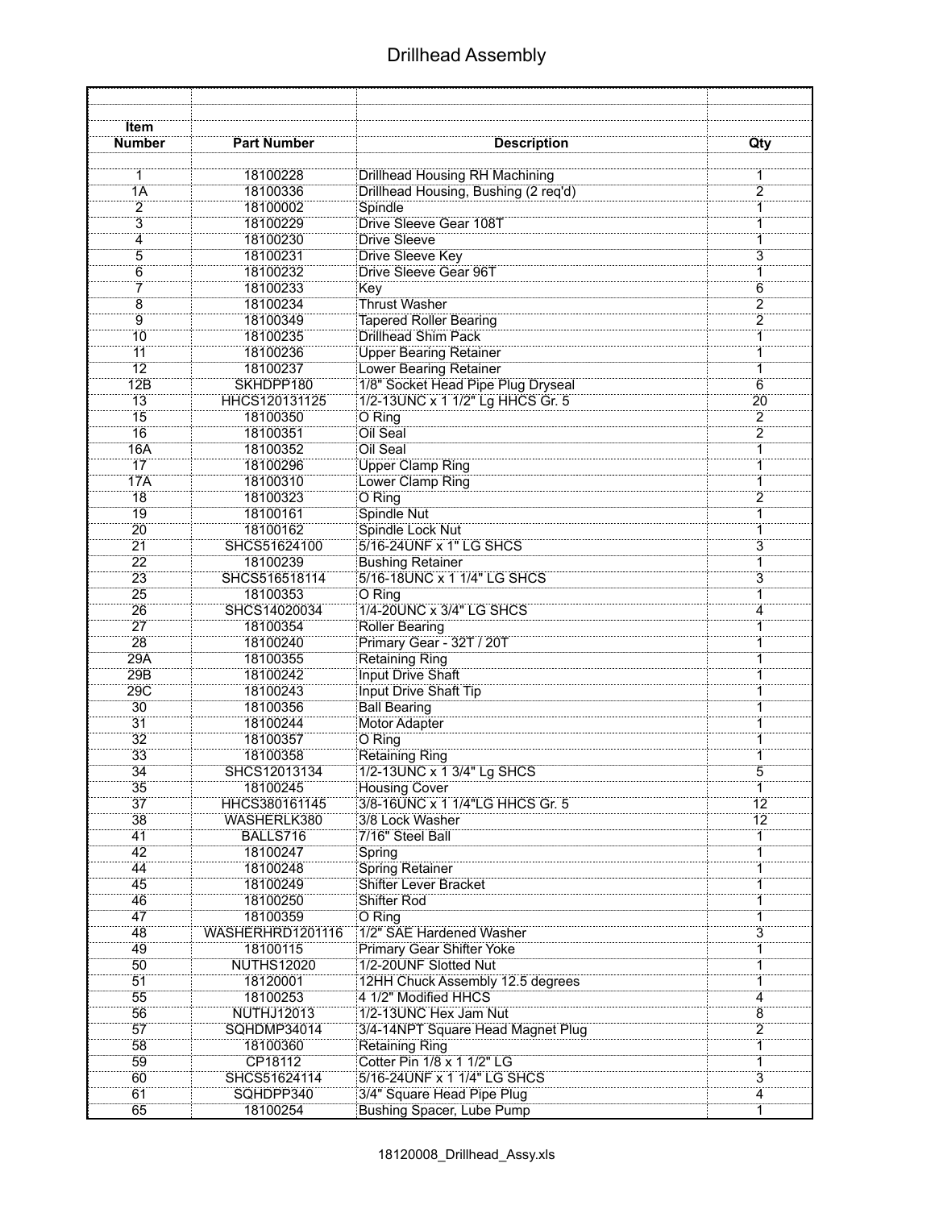# Drillhead Assembly

| Item Number | Part Number | Description | Qty |
|---|---|---|---|
| 1 | 18100228 | Drillhead Housing RH Machining | 1 |
| 1A | 18100336 | Drillhead Housing, Bushing (2 req'd) | 2 |
| 2 | 18100002 | Spindle | 1 |
| 3 | 18100229 | Drive Sleeve Gear 108T | 1 |
| 4 | 18100230 | Drive Sleeve | 1 |
| 5 | 18100231 | Drive Sleeve Key | 3 |
| 6 | 18100232 | Drive Sleeve Gear 96T | 1 |
| 7 | 18100233 | Key | 6 |
| 8 | 18100234 | Thrust Washer | 2 |
| 9 | 18100349 | Tapered Roller Bearing | 2 |
| 10 | 18100235 | Drillhead Shim Pack | 1 |
| 11 | 18100236 | Upper Bearing Retainer | 1 |
| 12 | 18100237 | Lower Bearing Retainer | 1 |
| 12B | SKHDPP180 | 1/8" Socket Head Pipe Plug Dryseal | 6 |
| 13 | HHCS120131125 | 1/2-13UNC x 1 1/2" Lg HHCS Gr. 5 | 20 |
| 15 | 18100350 | O Ring | 2 |
| 16 | 18100351 | Oil Seal | 2 |
| 16A | 18100352 | Oil Seal | 1 |
| 17 | 18100296 | Upper Clamp Ring | 1 |
| 17A | 18100310 | Lower Clamp Ring | 1 |
| 18 | 18100323 | O Ring | 2 |
| 19 | 18100161 | Spindle Nut | 1 |
| 20 | 18100162 | Spindle Lock Nut | 1 |
| 21 | SHCS51624100 | 5/16-24UNF x 1" LG SHCS | 3 |
| 22 | 18100239 | Bushing Retainer | 1 |
| 23 | SHCS516518114 | 5/16-18UNC x 1 1/4" LG SHCS | 3 |
| 25 | 18100353 | O Ring | 1 |
| 26 | SHCS14020034 | 1/4-20UNC x 3/4" LG SHCS | 4 |
| 27 | 18100354 | Roller Bearing | 1 |
| 28 | 18100240 | Primary Gear - 32T / 20T | 1 |
| 29A | 18100355 | Retaining Ring | 1 |
| 29B | 18100242 | Input Drive Shaft | 1 |
| 29C | 18100243 | Input Drive Shaft Tip | 1 |
| 30 | 18100356 | Ball Bearing | 1 |
| 31 | 18100244 | Motor Adapter | 1 |
| 32 | 18100357 | O Ring | 1 |
| 33 | 18100358 | Retaining Ring | 1 |
| 34 | SHCS12013134 | 1/2-13UNC x 1 3/4" Lg SHCS | 5 |
| 35 | 18100245 | Housing Cover | 1 |
| 37 | HHCS380161145 | 3/8-16UNC x 1 1/4"LG HHCS Gr. 5 | 12 |
| 38 | WASHERLK380 | 3/8 Lock Washer | 12 |
| 41 | BALLS716 | 7/16" Steel Ball | 1 |
| 42 | 18100247 | Spring | 1 |
| 44 | 18100248 | Spring Retainer | 1 |
| 45 | 18100249 | Shifter Lever Bracket | 1 |
| 46 | 18100250 | Shifter Rod | 1 |
| 47 | 18100359 | O Ring | 1 |
| 48 | WASHERHRD1201116 | 1/2" SAE Hardened Washer | 3 |
| 49 | 18100115 | Primary Gear Shifter Yoke | 1 |
| 50 | NUTHS12020 | 1/2-20UNF Slotted Nut | 1 |
| 51 | 18120001 | 12HH Chuck Assembly 12.5 degrees | 1 |
| 55 | 18100253 | 4 1/2" Modified HHCS | 4 |
| 56 | NUTHJ12013 | 1/2-13UNC Hex Jam Nut | 8 |
| 57 | SQHDMP34014 | 3/4-14NPT Square Head Magnet Plug | 2 |
| 58 | 18100360 | Retaining Ring | 1 |
| 59 | CP18112 | Cotter Pin 1/8 x 1 1/2" LG | 1 |
| 60 | SHCS51624114 | 5/16-24UNF x 1 1/4" LG SHCS | 3 |
| 61 | SQHDPP340 | 3/4" Square Head Pipe Plug | 4 |
| 65 | 18100254 | Bushing Spacer, Lube Pump | 1 |

18120008_Drillhead_Assy.xls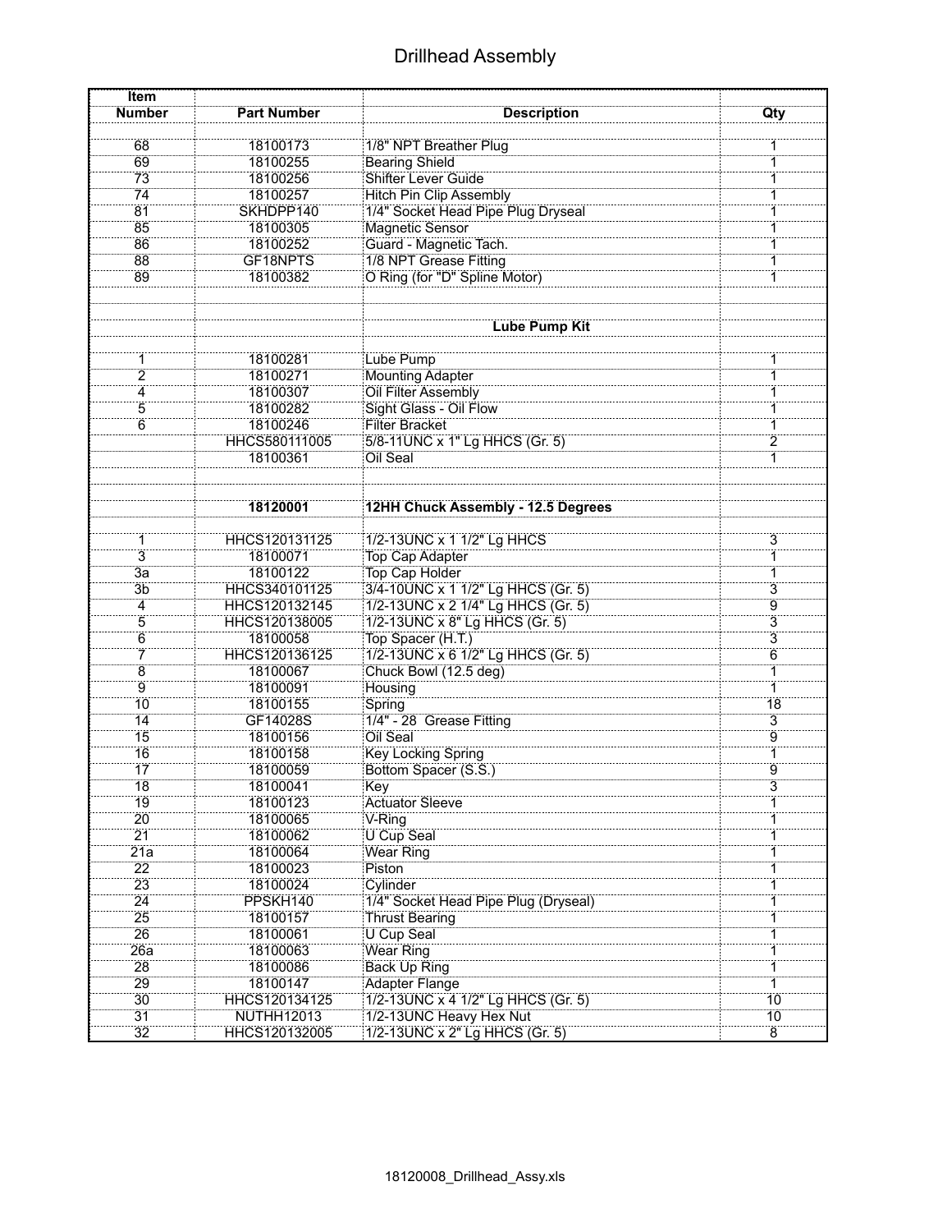# Drillhead Assembly

| Item Number | Part Number | Description | Qty |
|---|---|---|---|
| 68 | 18100173 | 1/8" NPT Breather Plug | 1 |
| 69 | 18100255 | Bearing Shield | 1 |
| 73 | 18100256 | Shifter Lever Guide | 1 |
| 74 | 18100257 | Hitch Pin Clip Assembly | 1 |
| 81 | SKHDPP140 | 1/4" Socket Head Pipe Plug Dryseal | 1 |
| 85 | 18100305 | Magnetic Sensor | 1 |
| 86 | 18100252 | Guard - Magnetic Tach. | 1 |
| 88 | GF18NPTS | 1/8 NPT Grease Fitting | 1 |
| 89 | 18100382 | O Ring (for "D" Spline Motor) | 1 |
| | | | |
| | | **Lube Pump Kit** | |
| | | | |
| 1 | 18100281 | Lube Pump | 1 |
| 2 | 18100271 | Mounting Adapter | 1 |
| 4 | 18100307 | Oil Filter Assembly | 1 |
| 5 | 18100282 | Sight Glass - Oil Flow | 1 |
| 6 | 18100246 | Filter Bracket | 1 |
| | HHCS580111005 | 5/8-11UNC x 1" Lg HHCS (Gr. 5) | 2 |
| | 18100361 | Oil Seal | 1 |
| | | | |
| | **18120001** | **12HH Chuck Assembly - 12.5 Degrees** | |
| | | | |
| 1 | HHCS120131125 | 1/2-13UNC x 1 1/2" Lg HHCS | 3 |
| 3 | 18100071 | Top Cap Adapter | 1 |
| 3a | 18100122 | Top Cap Holder | 1 |
| 3b | HHCS340101125 | 3/4-10UNC x 1 1/2" Lg HHCS (Gr. 5) | 3 |
| 4 | HHCS120132145 | 1/2-13UNC x 2 1/4" Lg HHCS (Gr. 5) | 9 |
| 5 | HHCS120138005 | 1/2-13UNC x 8" Lg HHCS (Gr. 5) | 3 |
| 6 | 18100058 | Top Spacer (H.T.) | 3 |
| 7 | HHCS120136125 | 1/2-13UNC x 6 1/2" Lg HHCS (Gr. 5) | 6 |
| 8 | 18100067 | Chuck Bowl (12.5 deg) | 1 |
| 9 | 18100091 | Housing | 1 |
| 10 | 18100155 | Spring | 18 |
| 14 | GF14028S | 1/4" - 28 Grease Fitting | 3 |
| 15 | 18100156 | Oil Seal | 9 |
| 16 | 18100158 | Key Locking Spring | 1 |
| 17 | 18100059 | Bottom Spacer (S.S.) | 9 |
| 18 | 18100041 | Key | 3 |
| 19 | 18100123 | Actuator Sleeve | 1 |
| 20 | 18100065 | V-Ring | 1 |
| 21 | 18100062 | U Cup Seal | 1 |
| 21a | 18100064 | Wear Ring | 1 |
| 22 | 18100023 | Piston | 1 |
| 23 | 18100024 | Cylinder | 1 |
| 24 | PPSKH140 | 1/4" Socket Head Pipe Plug (Dryseal) | 1 |
| 25 | 18100157 | Thrust Bearing | 1 |
| 26 | 18100061 | U Cup Seal | 1 |
| 26a | 18100063 | Wear Ring | 1 |
| 28 | 18100086 | Back Up Ring | 1 |
| 29 | 18100147 | Adapter Flange | 1 |
| 30 | HHCS120134125 | 1/2-13UNC x 4 1/2" Lg HHCS (Gr. 5) | 10 |
| 31 | NUTHH12013 | 1/2-13UNC Heavy Hex Nut | 10 |
| 32 | HHCS120132005 | 1/2-13UNC x 2" Lg HHCS (Gr. 5) | 8 |

18120008_Drillhead_Assy.xls